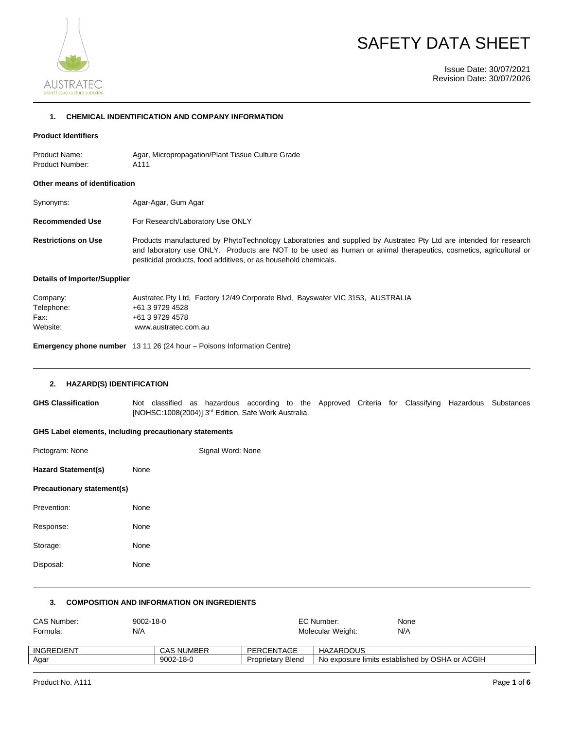AUSTRATEC
plant tissue culture supplies

# SAFETY DATA SHEET

Issue Date: 30/07/2021
Revision Date: 30/07/2026

## 1. CHEMICAL INDENTIFICATION AND COMPANY INFORMATION

**Product Identifiers**

Product Name: Agar, Micropropagation/Plant Tissue Culture Grade
Product Number: A111

**Other means of identification**

Synonyms: Agar-Agar, Gum Agar

**Recommended Use** For Research/Laboratory Use ONLY

**Restrictions on Use** Products manufactured by PhytoTechnology Laboratories and supplied by Austratec Pty Ltd are intended for research and laboratory use ONLY. Products are NOT to be used as human or animal therapeutics, cosmetics, agricultural or pesticidal products, food additives, or as household chemicals.

**Details of Importer/Supplier**

Company: Austratec Pty Ltd, Factory 12/49 Corporate Blvd, Bayswater VIC 3153, AUSTRALIA
Telephone: +61 3 9729 4528
Fax: +61 3 9729 4578
Website: www.austratec.com.au

**Emergency phone number** 13 11 26 (24 hour – Poisons Information Centre)

## 2. HAZARD(S) IDENTIFICATION

**GHS Classification** Not classified as hazardous according to the Approved Criteria for Classifying Hazardous Substances [NOHSC:1008(2004)] 3rd Edition, Safe Work Australia.

**GHS Label elements, including precautionary statements**

Pictogram: None Signal Word: None

**Hazard Statement(s)** None

**Precautionary statement(s)**

Prevention: None

Response: None

Storage: None

Disposal: None

## 3. COMPOSITION AND INFORMATION ON INGREDIENTS

CAS Number: 9002-18-0 EC Number: None
Formula: N/A Molecular Weight: N/A

| INGREDIENT | CAS NUMBER | PERCENTAGE | HAZARDOUS |
|---|---|---|---|
| Agar | 9002-18-0 | Proprietary Blend | No exposure limits established by OSHA or ACGIH |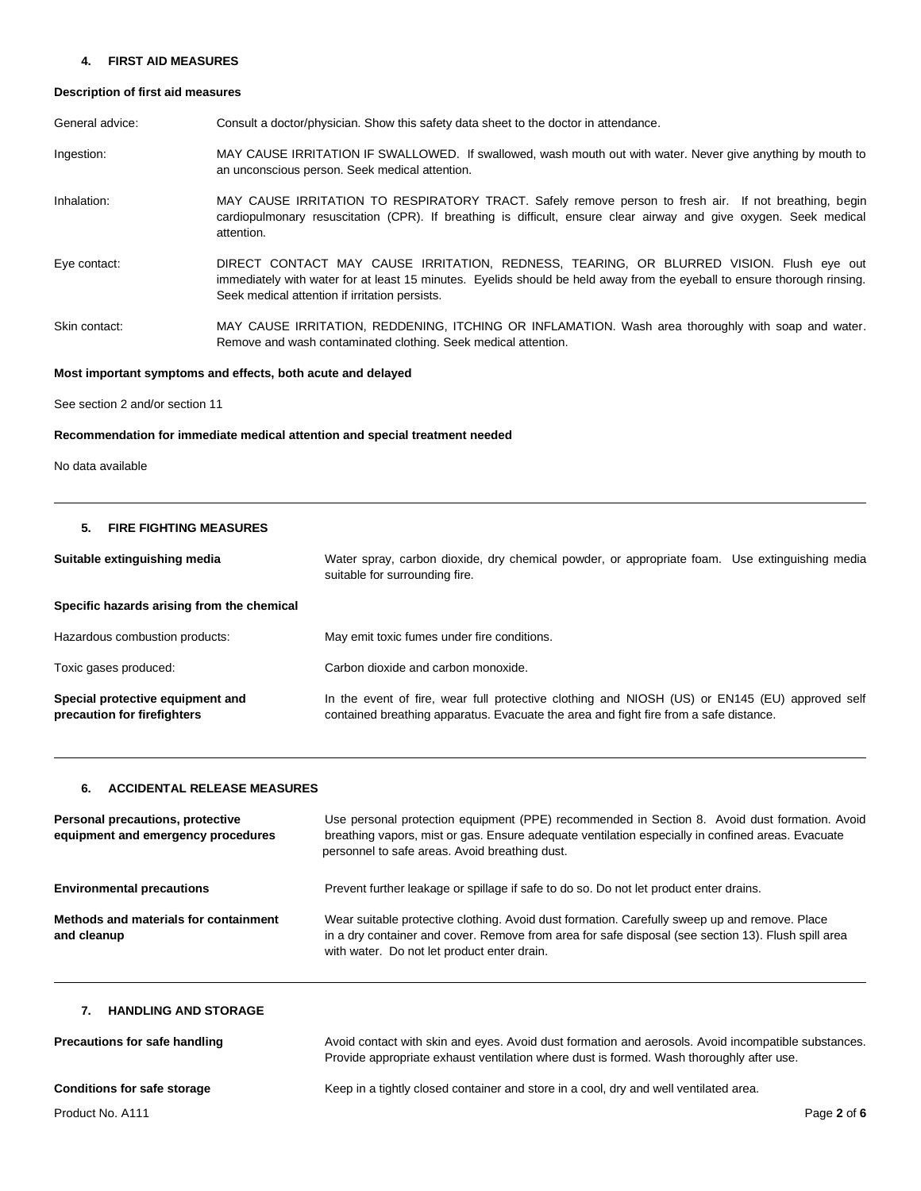## 4. FIRST AID MEASURES

### Description of first aid measures

| | |
|---|---|
| General advice: | Consult a doctor/physician. Show this safety data sheet to the doctor in attendance. |
| Ingestion: | MAY CAUSE IRRITATION IF SWALLOWED. If swallowed, wash mouth out with water. Never give anything by mouth to an unconscious person. Seek medical attention. |
| Inhalation: | MAY CAUSE IRRITATION TO RESPIRATORY TRACT. Safely remove person to fresh air. If not breathing, begin cardiopulmonary resuscitation (CPR). If breathing is difficult, ensure clear airway and give oxygen. Seek medical attention. |
| Eye contact: | DIRECT CONTACT MAY CAUSE IRRITATION, REDNESS, TEARING, OR BLURRED VISION. Flush eye out immediately with water for at least 15 minutes. Eyelids should be held away from the eyeball to ensure thorough rinsing. Seek medical attention if irritation persists. |
| Skin contact: | MAY CAUSE IRRITATION, REDDENING, ITCHING OR INFLAMATION. Wash area thoroughly with soap and water. Remove and wash contaminated clothing. Seek medical attention. |

### Most important symptoms and effects, both acute and delayed

See section 2 and/or section 11

### Recommendation for immediate medical attention and special treatment needed

No data available

## 5. FIRE FIGHTING MEASURES

| | |
|---|---|
| **Suitable extinguishing media** | Water spray, carbon dioxide, dry chemical powder, or appropriate foam. Use extinguishing media suitable for surrounding fire. |
| **Specific hazards arising from the chemical** | |
| Hazardous combustion products: | May emit toxic fumes under fire conditions. |
| Toxic gases produced: | Carbon dioxide and carbon monoxide. |
| **Special protective equipment and precaution for firefighters** | In the event of fire, wear full protective clothing and NIOSH (US) or EN145 (EU) approved self contained breathing apparatus. Evacuate the area and fight fire from a safe distance. |

## 6. ACCIDENTAL RELEASE MEASURES

| | |
|---|---|
| **Personal precautions, protective equipment and emergency procedures** | Use personal protection equipment (PPE) recommended in Section 8. Avoid dust formation. Avoid breathing vapors, mist or gas. Ensure adequate ventilation especially in confined areas. Evacuate personnel to safe areas. Avoid breathing dust. |
| **Environmental precautions** | Prevent further leakage or spillage if safe to do so. Do not let product enter drains. |
| **Methods and materials for containment and cleanup** | Wear suitable protective clothing. Avoid dust formation. Carefully sweep up and remove. Place in a dry container and cover. Remove from area for safe disposal (see section 13). Flush spill area with water. Do not let product enter drain. |

## 7. HANDLING AND STORAGE

| | |
|---|---|
| **Precautions for safe handling** | Avoid contact with skin and eyes. Avoid dust formation and aerosols. Avoid incompatible substances. Provide appropriate exhaust ventilation where dust is formed. Wash thoroughly after use. |
| **Conditions for safe storage** | Keep in a tightly closed container and store in a cool, dry and well ventilated area. |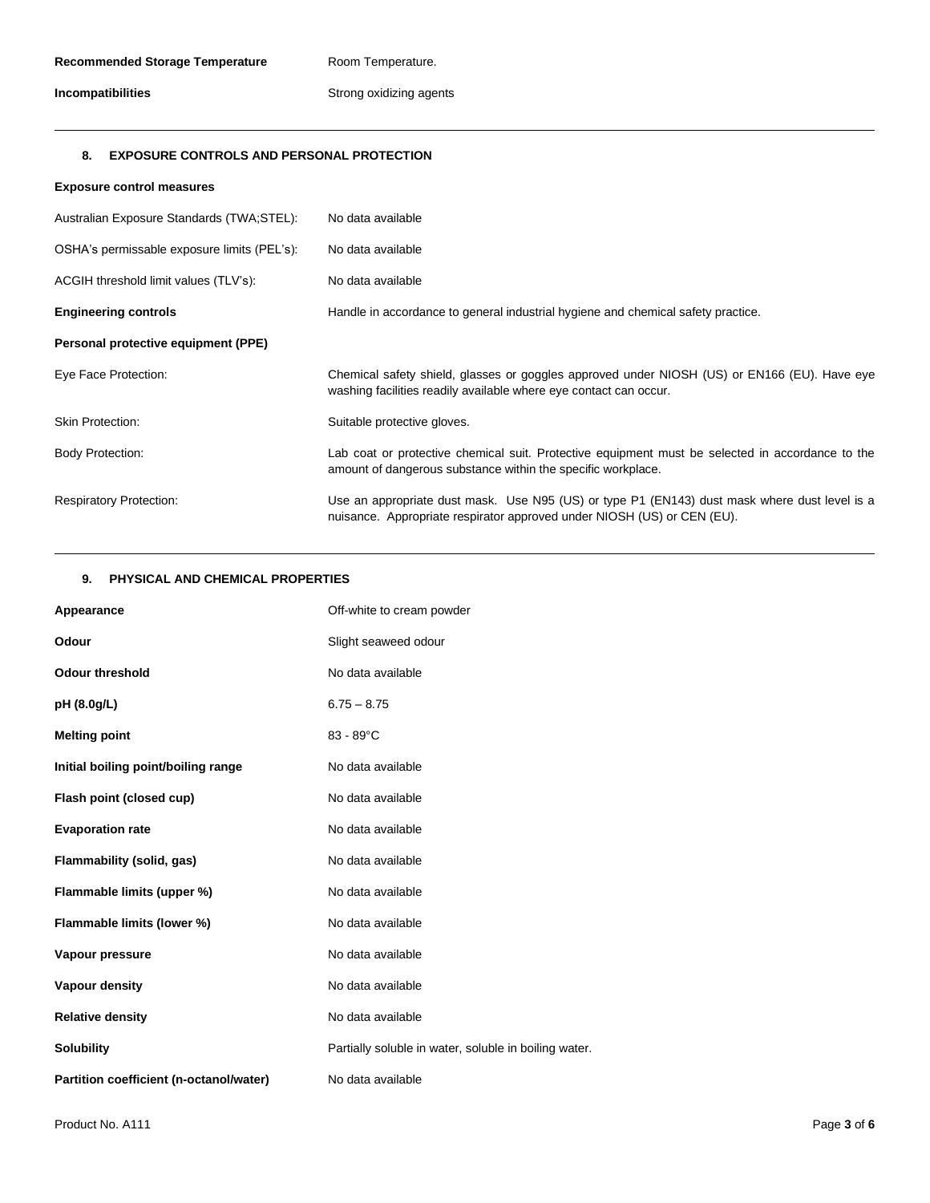| | |
|---|---|
| **Recommended Storage Temperature** | Room Temperature. |
| **Incompatibilities** | Strong oxidizing agents |

## 8. EXPOSURE CONTROLS AND PERSONAL PROTECTION

**Exposure control measures**

| | |
|---|---|
| Australian Exposure Standards (TWA;STEL): | No data available |
| OSHA's permissable exposure limits (PEL's): | No data available |
| ACGIH threshold limit values (TLV's): | No data available |
| **Engineering controls** | Handle in accordance to general industrial hygiene and chemical safety practice. |

**Personal protective equipment (PPE)**

| | |
|---|---|
| Eye Face Protection: | Chemical safety shield, glasses or goggles approved under NIOSH (US) or EN166 (EU). Have eye washing facilities readily available where eye contact can occur. |
| Skin Protection: | Suitable protective gloves. |
| Body Protection: | Lab coat or protective chemical suit. Protective equipment must be selected in accordance to the amount of dangerous substance within the specific workplace. |
| Respiratory Protection: | Use an appropriate dust mask. Use N95 (US) or type P1 (EN143) dust mask where dust level is a nuisance. Appropriate respirator approved under NIOSH (US) or CEN (EU). |

## 9. PHYSICAL AND CHEMICAL PROPERTIES

| | |
|---|---|
| **Appearance** | Off-white to cream powder |
| **Odour** | Slight seaweed odour |
| **Odour threshold** | No data available |
| **pH (8.0g/L)** | 6.75 – 8.75 |
| **Melting point** | 83 - 89°C |
| **Initial boiling point/boiling range** | No data available |
| **Flash point (closed cup)** | No data available |
| **Evaporation rate** | No data available |
| **Flammability (solid, gas)** | No data available |
| **Flammable limits (upper %)** | No data available |
| **Flammable limits (lower %)** | No data available |
| **Vapour pressure** | No data available |
| **Vapour density** | No data available |
| **Relative density** | No data available |
| **Solubility** | Partially soluble in water, soluble in boiling water. |
| **Partition coefficient (n-octanol/water)** | No data available |

Product No. A111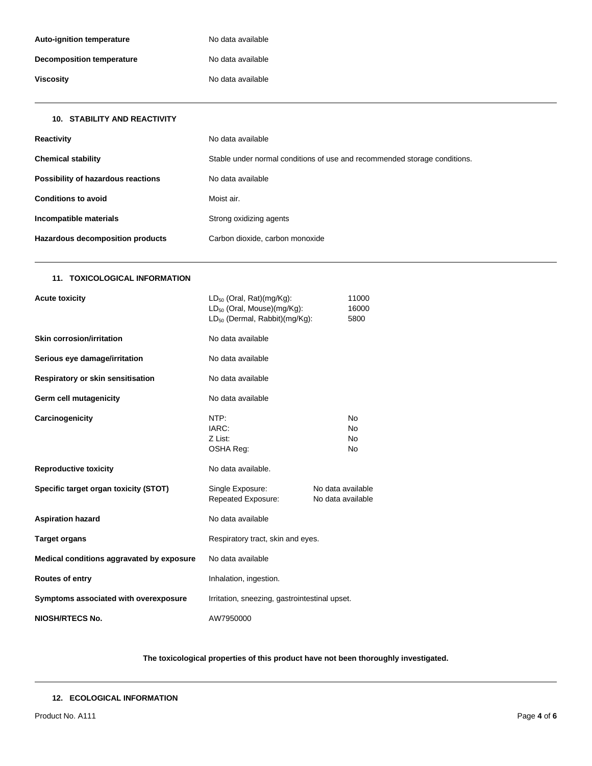| | |
|---|---|
| **Auto-ignition temperature** | No data available |
| **Decomposition temperature** | No data available |
| **Viscosity** | No data available |

## 10. STABILITY AND REACTIVITY

| | |
|---|---|
| **Reactivity** | No data available |
| **Chemical stability** | Stable under normal conditions of use and recommended storage conditions. |
| **Possibility of hazardous reactions** | No data available |
| **Conditions to avoid** | Moist air. |
| **Incompatible materials** | Strong oxidizing agents |
| **Hazardous decomposition products** | Carbon dioxide, carbon monoxide |

## 11. TOXICOLOGICAL INFORMATION

| | | |
|---|---|---|
| **Acute toxicity** | $LD_{50}$ (Oral, Rat)(mg/Kg): | 11000 |
| | $LD_{50}$ (Oral, Mouse)(mg/Kg): | 16000 |
| | $LD_{50}$ (Dermal, Rabbit)(mg/Kg): | 5800 |
| **Skin corrosion/irritation** | No data available | |
| **Serious eye damage/irritation** | No data available | |
| **Respiratory or skin sensitisation** | No data available | |
| **Germ cell mutagenicity** | No data available | |
| **Carcinogenicity** | NTP: | No |
| | IARC: | No |
| | Z List: | No |
| | OSHA Reg: | No |
| **Reproductive toxicity** | No data available. | |
| **Specific target organ toxicity (STOT)** | Single Exposure: | No data available |
| | Repeated Exposure: | No data available |
| **Aspiration hazard** | No data available | |
| **Target organs** | Respiratory tract, skin and eyes. | |
| **Medical conditions aggravated by exposure** | No data available | |
| **Routes of entry** | Inhalation, ingestion. | |
| **Symptoms associated with overexposure** | Irritation, sneezing, gastrointestinal upset. | |
| **NIOSH/RTECS No.** | AW7950000 | |

**The toxicological properties of this product have not been thoroughly investigated.**

## 12. ECOLOGICAL INFORMATION

Product No. A111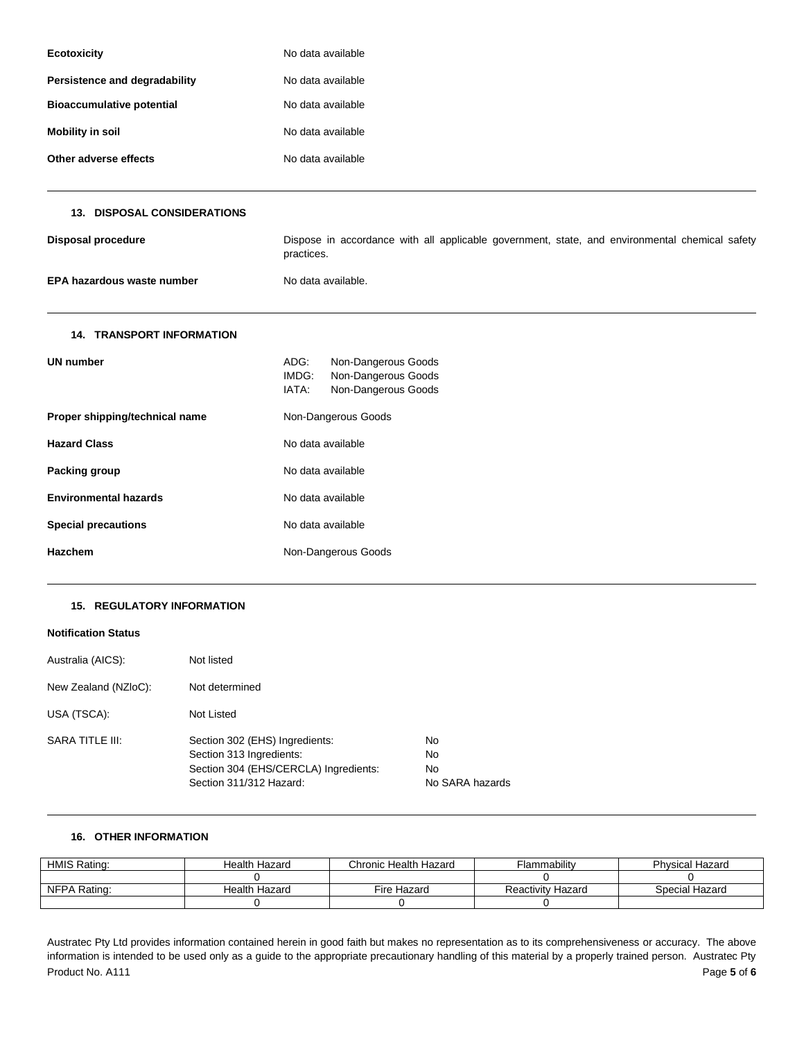**Ecotoxicity** No data available

**Persistence and degradability** No data available

**Bioaccumulative potential** No data available

**Mobility in soil** No data available

**Other adverse effects** No data available

## 13. DISPOSAL CONSIDERATIONS

**Disposal procedure** Dispose in accordance with all applicable government, state, and environmental chemical safety practices.

**EPA hazardous waste number** No data available.

## 14. TRANSPORT INFORMATION

**UN number**
ADG: Non-Dangerous Goods
IMDG: Non-Dangerous Goods
IATA: Non-Dangerous Goods

**Proper shipping/technical name** Non-Dangerous Goods

**Hazard Class** No data available

**Packing group** No data available

**Environmental hazards** No data available

**Special precautions** No data available

**Hazchem** Non-Dangerous Goods

## 15. REGULATORY INFORMATION

**Notification Status**

Australia (AICS): Not listed

New Zealand (NZIoC): Not determined

USA (TSCA): Not Listed

SARA TITLE III:
Section 302 (EHS) Ingredients: No
Section 313 Ingredients: No
Section 304 (EHS/CERCLA) Ingredients: No
Section 311/312 Hazard: No SARA hazards

## 16. OTHER INFORMATION

| HMIS Rating: | Health Hazard | Chronic Health Hazard | Flammability | Physical Hazard |
|---|---|---|---|---|
| | 0 | | 0 | 0 |
| NFPA Rating: | Health Hazard | Fire Hazard | Reactivity Hazard | Special Hazard |
| | 0 | 0 | 0 | |

Austratec Pty Ltd provides information contained herein in good faith but makes no representation as to its comprehensiveness or accuracy. The above information is intended to be used only as a guide to the appropriate precautionary handling of this material by a properly trained person. Austratec Pty

Product No. A111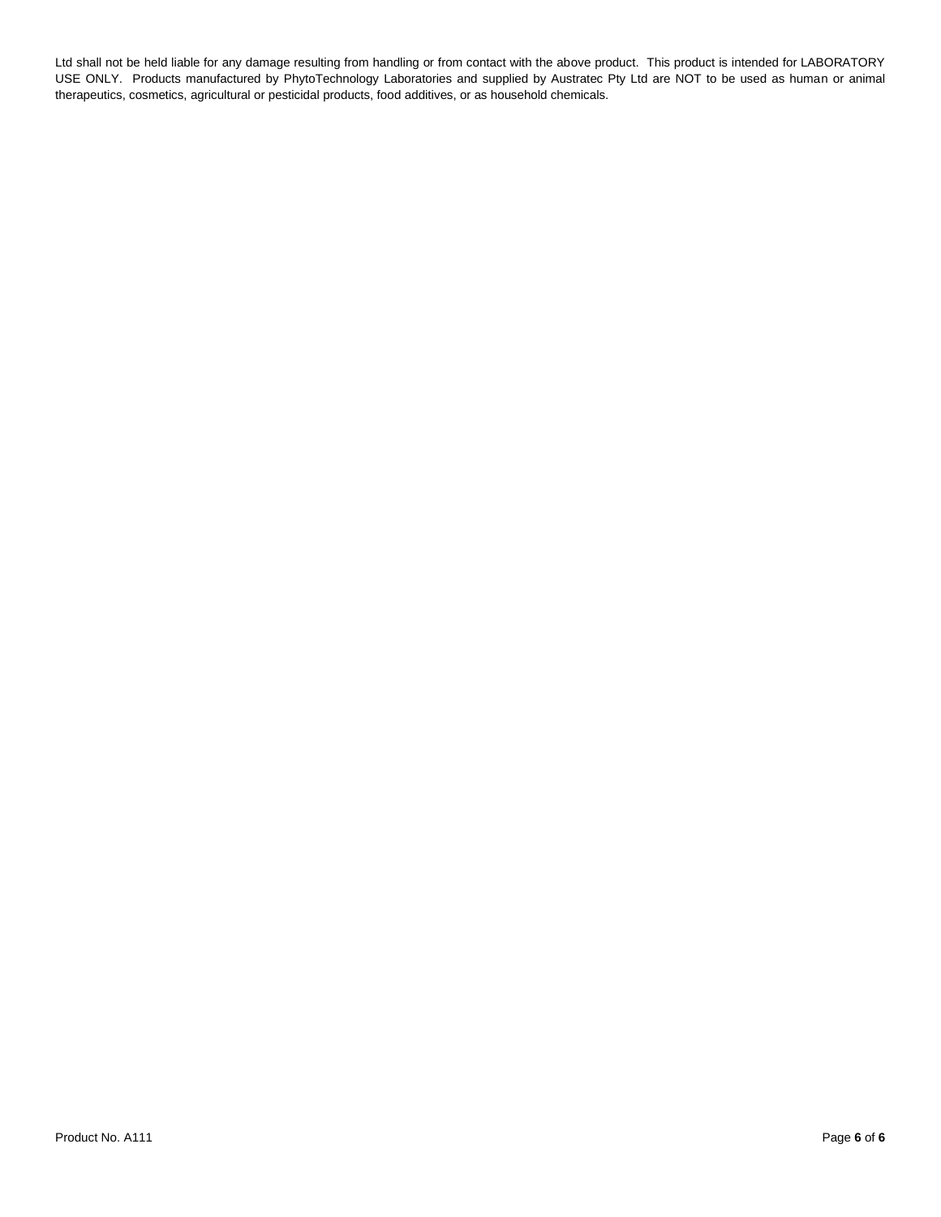Ltd shall not be held liable for any damage resulting from handling or from contact with the above product. This product is intended for LABORATORY USE ONLY. Products manufactured by PhytoTechnology Laboratories and supplied by Austratec Pty Ltd are NOT to be used as human or animal therapeutics, cosmetics, agricultural or pesticidal products, food additives, or as household chemicals.